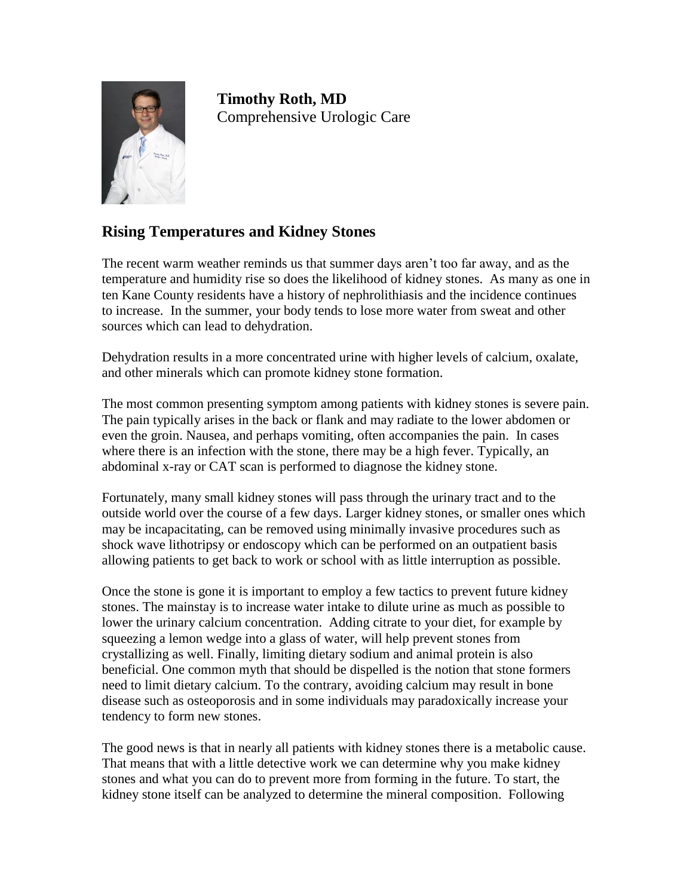**Timothy Roth, MD**
Comprehensive Urologic Care

## Rising Temperatures and Kidney Stones

The recent warm weather reminds us that summer days aren't too far away, and as the temperature and humidity rise so does the likelihood of kidney stones. As many as one in ten Kane County residents have a history of nephrolithiasis and the incidence continues to increase. In the summer, your body tends to lose more water from sweat and other sources which can lead to dehydration.

Dehydration results in a more concentrated urine with higher levels of calcium, oxalate, and other minerals which can promote kidney stone formation.

The most common presenting symptom among patients with kidney stones is severe pain. The pain typically arises in the back or flank and may radiate to the lower abdomen or even the groin. Nausea, and perhaps vomiting, often accompanies the pain. In cases where there is an infection with the stone, there may be a high fever. Typically, an abdominal x-ray or CAT scan is performed to diagnose the kidney stone.

Fortunately, many small kidney stones will pass through the urinary tract and to the outside world over the course of a few days. Larger kidney stones, or smaller ones which may be incapacitating, can be removed using minimally invasive procedures such as shock wave lithotripsy or endoscopy which can be performed on an outpatient basis allowing patients to get back to work or school with as little interruption as possible.

Once the stone is gone it is important to employ a few tactics to prevent future kidney stones. The mainstay is to increase water intake to dilute urine as much as possible to lower the urinary calcium concentration. Adding citrate to your diet, for example by squeezing a lemon wedge into a glass of water, will help prevent stones from crystallizing as well. Finally, limiting dietary sodium and animal protein is also beneficial. One common myth that should be dispelled is the notion that stone formers need to limit dietary calcium. To the contrary, avoiding calcium may result in bone disease such as osteoporosis and in some individuals may paradoxically increase your tendency to form new stones.

The good news is that in nearly all patients with kidney stones there is a metabolic cause. That means that with a little detective work we can determine why you make kidney stones and what you can do to prevent more from forming in the future. To start, the kidney stone itself can be analyzed to determine the mineral composition. Following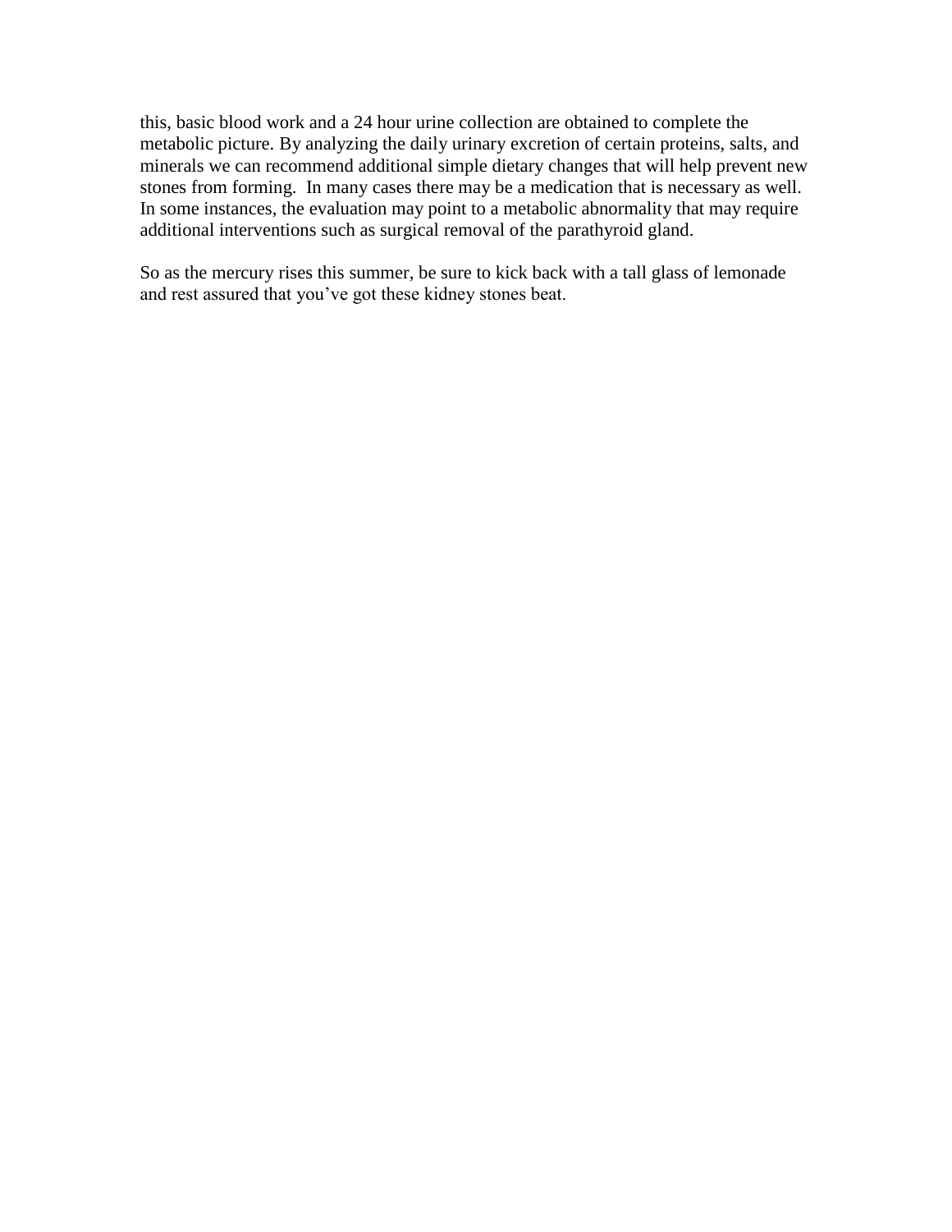this, basic blood work and a 24 hour urine collection are obtained to complete the metabolic picture. By analyzing the daily urinary excretion of certain proteins, salts, and minerals we can recommend additional simple dietary changes that will help prevent new stones from forming. In many cases there may be a medication that is necessary as well. In some instances, the evaluation may point to a metabolic abnormality that may require additional interventions such as surgical removal of the parathyroid gland.

So as the mercury rises this summer, be sure to kick back with a tall glass of lemonade and rest assured that you've got these kidney stones beat.